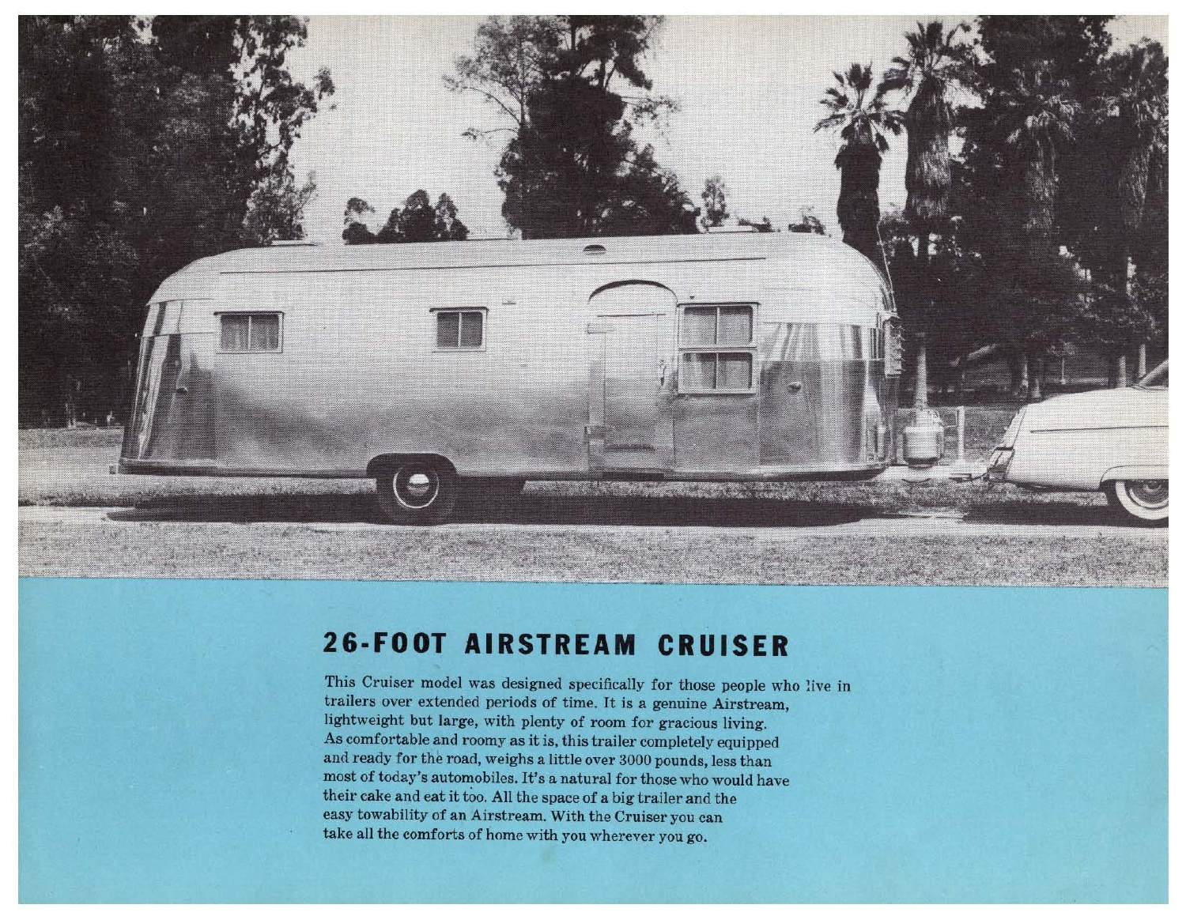## 26-FOOT AIRSTREAM CRUISER

This Cruiser model was designed specifically for those people who live in trailers over extended periods of time. It is a genuine Airstream, lightweight but large, with plenty of room for gracious living. As comfortable and roomy as it is, this trailer completely equipped and ready for the road, weighs a little over 3000 pounds, less than most of today's automobiles. It's a natural for those who would have their cake and eat it too. All the space of a big trailer and the easy towability of an Airstream. With the Cruiser you can take all the comforts of home with you wherever you go.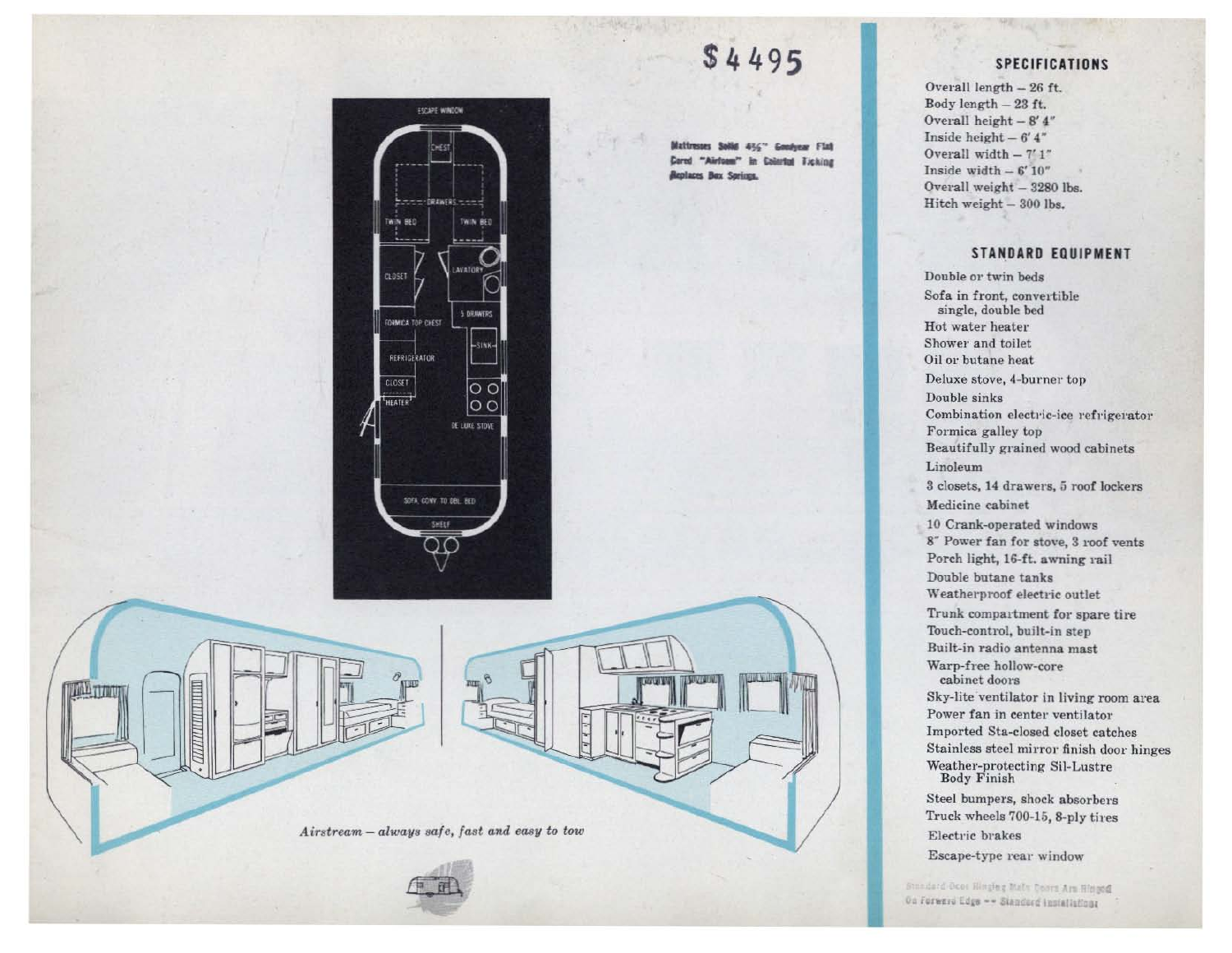$4495

Mattresses Solid 4½" Goodyear Flat Cored "Airfoam" in Colorful Ticking Replaces Box Springs.

ESCAPE WINDOW

CHEST

DRAWERS

TWIN BED

TWIN BED

CLOSET

LAVATORY

FORMICA TOP CHEST

5 DRAWERS

SINK

REFRIGERATOR

CLOSET

HEATER

DE LUXE STOVE

SOFA CONV. TO DBL. BED

SHELF

*Airstream — always safe, fast and easy to tow*

## SPECIFICATIONS

Overall length – 26 ft.
Body length – 23 ft.
Overall height – 8' 4"
Inside height – 6' 4"
Overall width – 7' 1"
Inside width – 6' 10"
Overall weight – 3280 lbs.
Hitch weight – 300 lbs.

## STANDARD EQUIPMENT

Double or twin beds
Sofa in front, convertible single, double bed
Hot water heater
Shower and toilet
Oil or butane heat
Deluxe stove, 4-burner top
Double sinks
Combination electric-ice refrigerator
Formica galley top
Beautifully grained wood cabinets
Linoleum
3 closets, 14 drawers, 5 roof lockers
Medicine cabinet
10 Crank-operated windows
8" Power fan for stove, 3 roof vents
Porch light, 16-ft. awning rail
Double butane tanks
Weatherproof electric outlet
Trunk compartment for spare tire
Touch-control, built-in step
Built-in radio antenna mast
Warp-free hollow-core cabinet doors
Sky-lite ventilator in living room area
Power fan in center ventilator
Imported Sta-closed closet catches
Stainless steel mirror finish door hinges
Weather-protecting Sil-Lustre Body Finish
Steel bumpers, shock absorbers
Truck wheels 700-15, 8-ply tires
Electric brakes
Escape-type rear window

Standard Door Hinging Main Doors Are Hinged On Forward Edge — Standard Installation